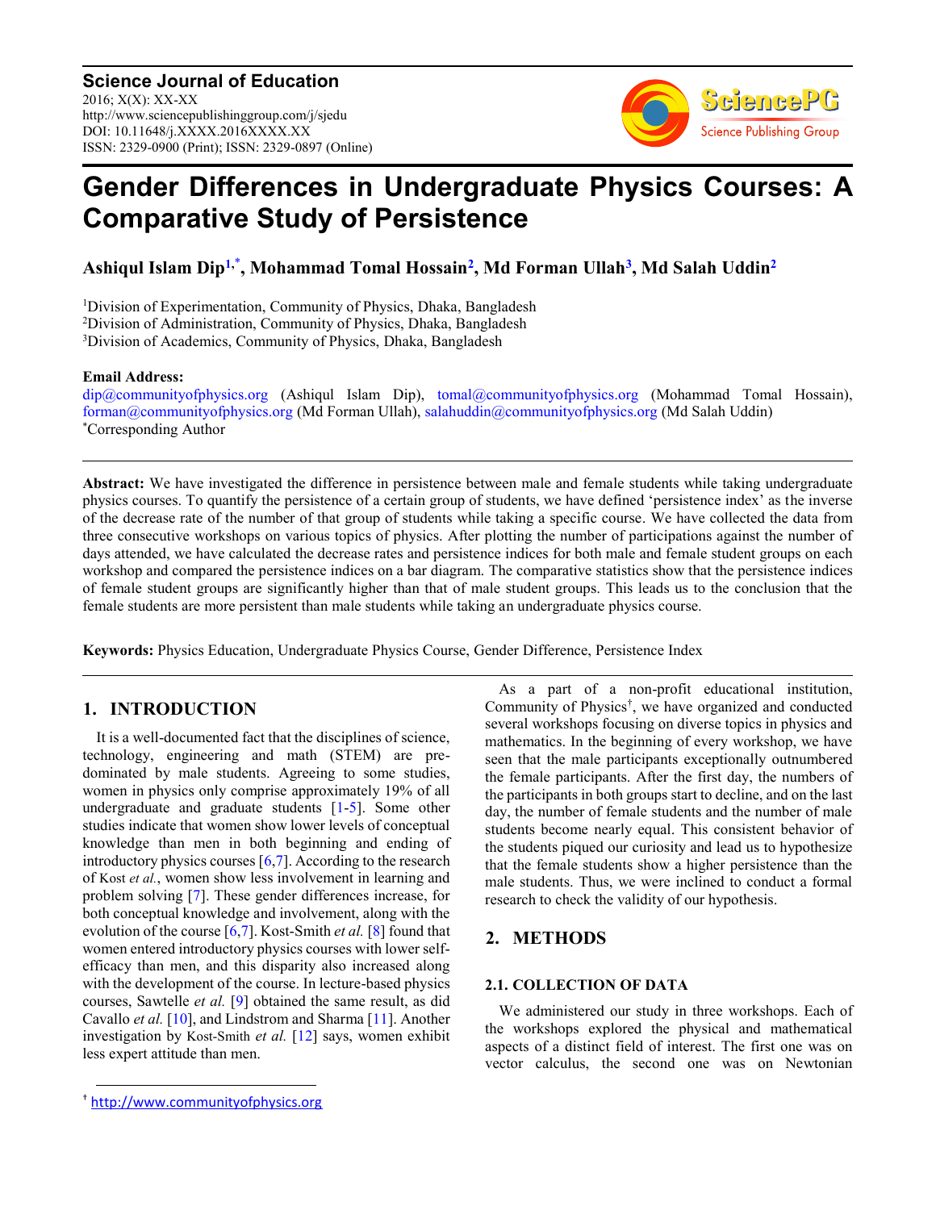# Gender Differences in Undergraduate Physics Courses: A Comparative Study of Persistence

**Ashiqul Islam Dip[1,*], Mohammad Tomal Hossain[2], Md Forman Ullah[3], Md Salah Uddin[2]**

[1]Division of Experimentation, Community of Physics, Dhaka, Bangladesh
[2]Division of Administration, Community of Physics, Dhaka, Bangladesh
[3]Division of Academics, Community of Physics, Dhaka, Bangladesh

**Email Address:**
dip@communityofphysics.org (Ashiqul Islam Dip), tomal@communityofphysics.org (Mohammad Tomal Hossain), forman@communityofphysics.org (Md Forman Ullah), salahuddin@communityofphysics.org (Md Salah Uddin)
*Corresponding Author

**Abstract:** We have investigated the difference in persistence between male and female students while taking undergraduate physics courses. To quantify the persistence of a certain group of students, we have defined 'persistence index' as the inverse of the decrease rate of the number of that group of students while taking a specific course. We have collected the data from three consecutive workshops on various topics of physics. After plotting the number of participations against the number of days attended, we have calculated the decrease rates and persistence indices for both male and female student groups on each workshop and compared the persistence indices on a bar diagram. The comparative statistics show that the persistence indices of female student groups are significantly higher than that of male student groups. This leads us to the conclusion that the female students are more persistent than male students while taking an undergraduate physics course.

**Keywords:** Physics Education, Undergraduate Physics Course, Gender Difference, Persistence Index

## 1. INTRODUCTION

It is a well-documented fact that the disciplines of science, technology, engineering and math (STEM) are pre-dominated by male students. Agreeing to some studies, women in physics only comprise approximately 19% of all undergraduate and graduate students [1-5]. Some other studies indicate that women show lower levels of conceptual knowledge than men in both beginning and ending of introductory physics courses [6,7]. According to the research of Kost *et al.*, women show less involvement in learning and problem solving [7]. These gender differences increase, for both conceptual knowledge and involvement, along with the evolution of the course [6,7]. Kost-Smith *et al.* [8] found that women entered introductory physics courses with lower self-efficacy than men, and this disparity also increased along with the development of the course. In lecture-based physics courses, Sawtelle *et al.* [9] obtained the same result, as did Cavallo *et al.* [10], and Lindstrom and Sharma [11]. Another investigation by Kost-Smith *et al.* [12] says, women exhibit less expert attitude than men.

As a part of a non-profit educational institution, Community of Physics[†], we have organized and conducted several workshops focusing on diverse topics in physics and mathematics. In the beginning of every workshop, we have seen that the male participants exceptionally outnumbered the female participants. After the first day, the numbers of the participants in both groups start to decline, and on the last day, the number of female students and the number of male students become nearly equal. This consistent behavior of the students piqued our curiosity and lead us to hypothesize that the female students show a higher persistence than the male students. Thus, we were inclined to conduct a formal research to check the validity of our hypothesis.

## 2. METHODS

### 2.1. COLLECTION OF DATA

We administered our study in three workshops. Each of the workshops explored the physical and mathematical aspects of a distinct field of interest. The first one was on vector calculus, the second one was on Newtonian

[†] http://www.communityofphysics.org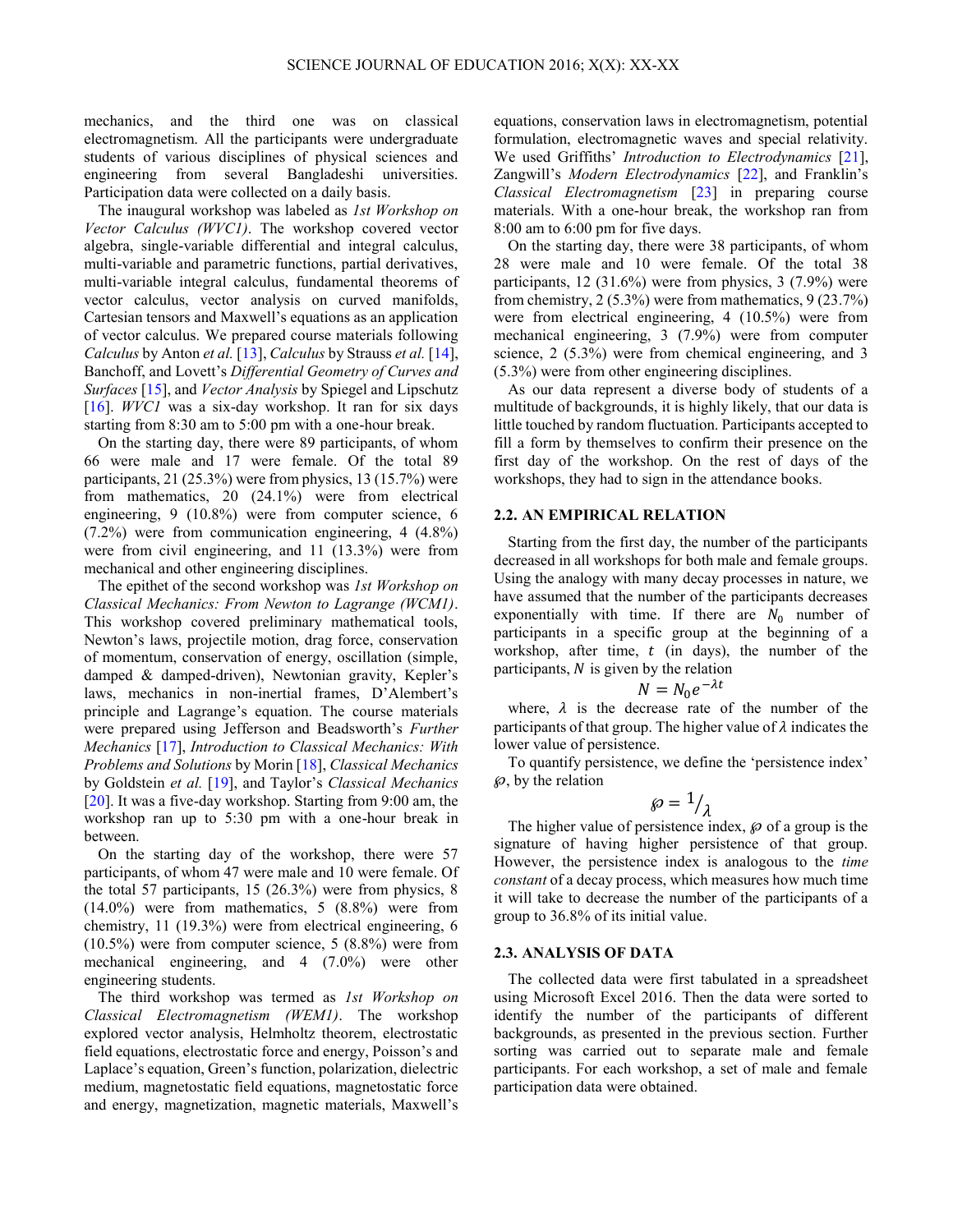mechanics, and the third one was on classical electromagnetism. All the participants were undergraduate students of various disciplines of physical sciences and engineering from several Bangladeshi universities. Participation data were collected on a daily basis.

The inaugural workshop was labeled as *1st Workshop on Vector Calculus (WVC1)*. The workshop covered vector algebra, single-variable differential and integral calculus, multi-variable and parametric functions, partial derivatives, multi-variable integral calculus, fundamental theorems of vector calculus, vector analysis on curved manifolds, Cartesian tensors and Maxwell's equations as an application of vector calculus. We prepared course materials following *Calculus* by Anton *et al.* [13], *Calculus* by Strauss *et al.* [14], Banchoff, and Lovett's *Differential Geometry of Curves and Surfaces* [15], and *Vector Analysis* by Spiegel and Lipschutz [16]. *WVC1* was a six-day workshop. It ran for six days starting from 8:30 am to 5:00 pm with a one-hour break.

On the starting day, there were 89 participants, of whom 66 were male and 17 were female. Of the total 89 participants, 21 (25.3%) were from physics, 13 (15.7%) were from mathematics, 20 (24.1%) were from electrical engineering, 9 (10.8%) were from computer science, 6 (7.2%) were from communication engineering, 4 (4.8%) were from civil engineering, and 11 (13.3%) were from mechanical and other engineering disciplines.

The epithet of the second workshop was *1st Workshop on Classical Mechanics: From Newton to Lagrange (WCM1)*. This workshop covered preliminary mathematical tools, Newton's laws, projectile motion, drag force, conservation of momentum, conservation of energy, oscillation (simple, damped & damped-driven), Newtonian gravity, Kepler's laws, mechanics in non-inertial frames, D'Alembert's principle and Lagrange's equation. The course materials were prepared using Jefferson and Beadsworth's *Further Mechanics* [17], *Introduction to Classical Mechanics: With Problems and Solutions* by Morin [18], *Classical Mechanics* by Goldstein *et al.* [19], and Taylor's *Classical Mechanics* [20]. It was a five-day workshop. Starting from 9:00 am, the workshop ran up to 5:30 pm with a one-hour break in between.

On the starting day of the workshop, there were 57 participants, of whom 47 were male and 10 were female. Of the total 57 participants, 15 (26.3%) were from physics, 8 (14.0%) were from mathematics, 5 (8.8%) were from chemistry, 11 (19.3%) were from electrical engineering, 6 (10.5%) were from computer science, 5 (8.8%) were from mechanical engineering, and 4 (7.0%) were other engineering students.

The third workshop was termed as *1st Workshop on Classical Electromagnetism (WEM1)*. The workshop explored vector analysis, Helmholtz theorem, electrostatic field equations, electrostatic force and energy, Poisson's and Laplace's equation, Green's function, polarization, dielectric medium, magnetostatic field equations, magnetostatic force and energy, magnetization, magnetic materials, Maxwell's equations, conservation laws in electromagnetism, potential formulation, electromagnetic waves and special relativity. We used Griffiths' *Introduction to Electrodynamics* [21], Zangwill's *Modern Electrodynamics* [22], and Franklin's *Classical Electromagnetism* [23] in preparing course materials. With a one-hour break, the workshop ran from 8:00 am to 6:00 pm for five days.

On the starting day, there were 38 participants, of whom 28 were male and 10 were female. Of the total 38 participants, 12 (31.6%) were from physics, 3 (7.9%) were from chemistry, 2 (5.3%) were from mathematics, 9 (23.7%) were from electrical engineering, 4 (10.5%) were from mechanical engineering, 3 (7.9%) were from computer science, 2 (5.3%) were from chemical engineering, and 3 (5.3%) were from other engineering disciplines.

As our data represent a diverse body of students of a multitude of backgrounds, it is highly likely, that our data is little touched by random fluctuation. Participants accepted to fill a form by themselves to confirm their presence on the first day of the workshop. On the rest of days of the workshops, they had to sign in the attendance books.

### 2.2. AN EMPIRICAL RELATION

Starting from the first day, the number of the participants decreased in all workshops for both male and female groups. Using the analogy with many decay processes in nature, we have assumed that the number of the participants decreases exponentially with time. If there are $N_0$ number of participants in a specific group at the beginning of a workshop, after time, $t$ (in days), the number of the participants, $N$ is given by the relation

$$N = N_0 e^{-\lambda t}$$

where, $\lambda$ is the decrease rate of the number of the participants of that group. The higher value of $\lambda$ indicates the lower value of persistence.

To quantify persistence, we define the 'persistence index' $\wp$, by the relation

$$\wp = 1/\lambda$$

The higher value of persistence index, $\wp$ of a group is the signature of having higher persistence of that group. However, the persistence index is analogous to the *time constant* of a decay process, which measures how much time it will take to decrease the number of the participants of a group to 36.8% of its initial value.

### 2.3. ANALYSIS OF DATA

The collected data were first tabulated in a spreadsheet using Microsoft Excel 2016. Then the data were sorted to identify the number of the participants of different backgrounds, as presented in the previous section. Further sorting was carried out to separate male and female participants. For each workshop, a set of male and female participation data were obtained.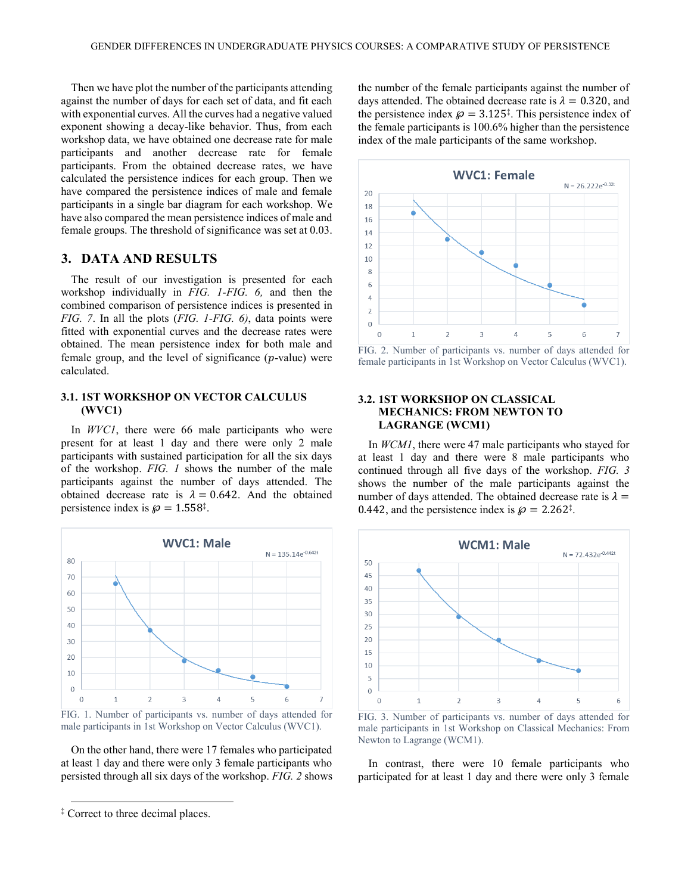Then we have plot the number of the participants attending against the number of days for each set of data, and fit each with exponential curves. All the curves had a negative valued exponent showing a decay-like behavior. Thus, from each workshop data, we have obtained one decrease rate for male participants and another decrease rate for female participants. From the obtained decrease rates, we have calculated the persistence indices for each group. Then we have compared the persistence indices of male and female participants in a single bar diagram for each workshop. We have also compared the mean persistence indices of male and female groups. The threshold of significance was set at 0.03.

## 3. DATA AND RESULTS

The result of our investigation is presented for each workshop individually in *FIG. 1-FIG. 6,* and then the combined comparison of persistence indices is presented in *FIG. 7*. In all the plots (*FIG. 1-FIG. 6*), data points were fitted with exponential curves and the decrease rates were obtained. The mean persistence index for both male and female group, and the level of significance ($p$-value) were calculated.

### 3.1. 1ST WORKSHOP ON VECTOR CALCULUS (WVC1)

In *WVC1*, there were 66 male participants who were present for at least 1 day and there were only 2 male participants with sustained participation for all the six days of the workshop. *FIG. 1* shows the number of the male participants against the number of days attended. The obtained decrease rate is $\lambda = 0.642$. And the obtained persistence index is $\wp = 1.558$‡.

FIG. 1. Number of participants vs. number of days attended for male participants in 1st Workshop on Vector Calculus (WVC1).

On the other hand, there were 17 females who participated at least 1 day and there were only 3 female participants who persisted through all six days of the workshop. *FIG. 2* shows the number of the female participants against the number of days attended. The obtained decrease rate is $\lambda = 0.320$, and the persistence index $\wp = 3.125$‡. This persistence index of the female participants is 100.6% higher than the persistence index of the male participants of the same workshop.

FIG. 2. Number of participants vs. number of days attended for female participants in 1st Workshop on Vector Calculus (WVC1).

### 3.2. 1ST WORKSHOP ON CLASSICAL MECHANICS: FROM NEWTON TO LAGRANGE (WCM1)

In *WCM1*, there were 47 male participants who stayed for at least 1 day and there were 8 male participants who continued through all five days of the workshop. *FIG. 3* shows the number of the male participants against the number of days attended. The obtained decrease rate is $\lambda = 0.442$, and the persistence index is $\wp = 2.262$‡.

FIG. 3. Number of participants vs. number of days attended for male participants in 1st Workshop on Classical Mechanics: From Newton to Lagrange (WCM1).

In contrast, there were 10 female participants who participated for at least 1 day and there were only 3 female

‡ Correct to three decimal places.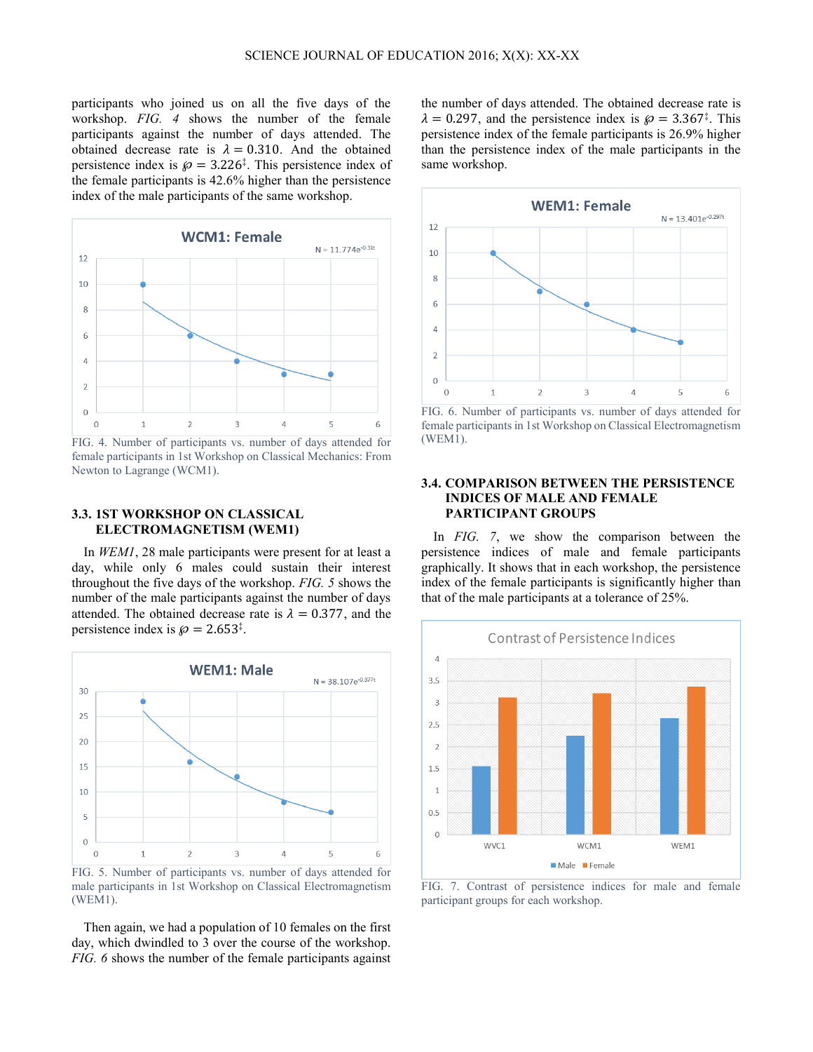participants who joined us on all the five days of the workshop. *FIG. 4* shows the number of the female participants against the number of days attended. The obtained decrease rate is $\lambda = 0.310$. And the obtained persistence index is $\wp = 3.226^{\ddagger}$. This persistence index of the female participants is 42.6% higher than the persistence index of the male participants of the same workshop.

FIG. 4. Number of participants vs. number of days attended for female participants in 1st Workshop on Classical Mechanics: From Newton to Lagrange (WCM1).

### 3.3. 1ST WORKSHOP ON CLASSICAL ELECTROMAGNETISM (WEM1)

In *WEM1*, 28 male participants were present for at least a day, while only 6 males could sustain their interest throughout the five days of the workshop. *FIG. 5* shows the number of the male participants against the number of days attended. The obtained decrease rate is $\lambda = 0.377$, and the persistence index is $\wp = 2.653^{\ddagger}$.

FIG. 5. Number of participants vs. number of days attended for male participants in 1st Workshop on Classical Electromagnetism (WEM1).

Then again, we had a population of 10 females on the first day, which dwindled to 3 over the course of the workshop. *FIG. 6* shows the number of the female participants against the number of days attended. The obtained decrease rate is $\lambda = 0.297$, and the persistence index is $\wp = 3.367^{\ddagger}$. This persistence index of the female participants is 26.9% higher than the persistence index of the male participants in the same workshop.

FIG. 6. Number of participants vs. number of days attended for female participants in 1st Workshop on Classical Electromagnetism (WEM1).

### 3.4. COMPARISON BETWEEN THE PERSISTENCE INDICES OF MALE AND FEMALE PARTICIPANT GROUPS

In *FIG. 7*, we show the comparison between the persistence indices of male and female participants graphically. It shows that in each workshop, the persistence index of the female participants is significantly higher than that of the male participants at a tolerance of 25%.

FIG. 7. Contrast of persistence indices for male and female participant groups for each workshop.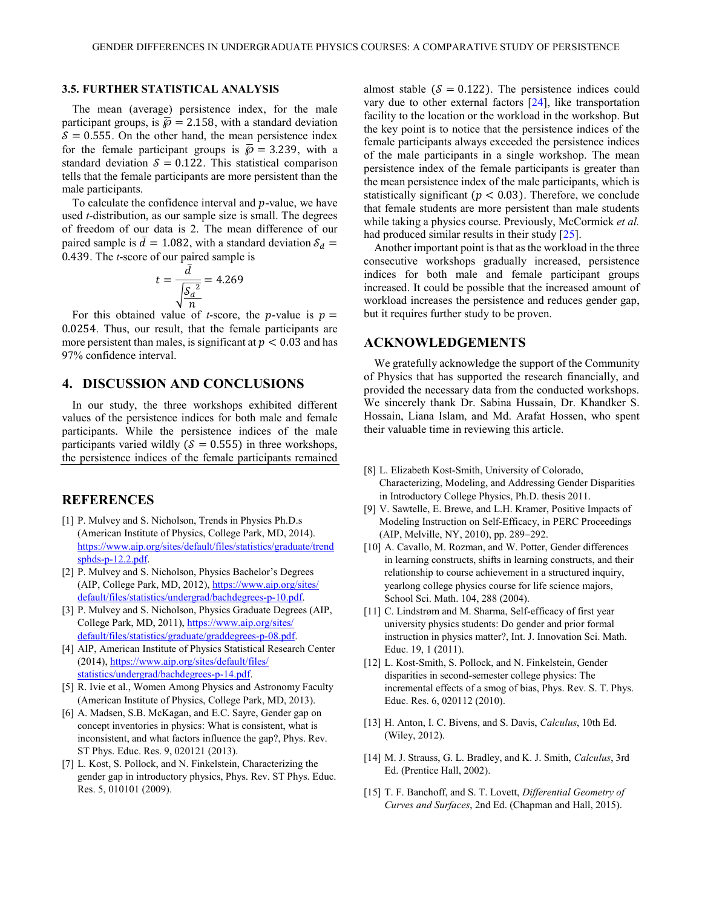### 3.5. FURTHER STATISTICAL ANALYSIS

The mean (average) persistence index, for the male participant groups, is $\bar{\wp} = 2.158$, with a standard deviation $\mathcal{S} = 0.555$. On the other hand, the mean persistence index for the female participant groups is $\bar{\wp} = 3.239$, with a standard deviation $\mathcal{S} = 0.122$. This statistical comparison tells that the female participants are more persistent than the male participants.

To calculate the confidence interval and $p$-value, we have used *t*-distribution, as our sample size is small. The degrees of freedom of our data is 2. The mean difference of our paired sample is $\bar{d} = 1.082$, with a standard deviation $\mathcal{S}_d = 0.439$. The *t*-score of our paired sample is

$$t = \frac{\bar{d}}{\sqrt{\frac{\mathcal{S}_d{}^2}{n}}} = 4.269$$

For this obtained value of *t*-score, the $p$-value is $p = 0.0254$. Thus, our result, that the female participants are more persistent than males, is significant at $p < 0.03$ and has 97% confidence interval.

## 4. DISCUSSION AND CONCLUSIONS

In our study, the three workshops exhibited different values of the persistence indices for both male and female participants. While the persistence indices of the male participants varied wildly ($\mathcal{S} = 0.555$) in three workshops, the persistence indices of the female participants remained almost stable ($\mathcal{S} = 0.122$). The persistence indices could vary due to other external factors [24], like transportation facility to the location or the workload in the workshop. But the key point is to notice that the persistence indices of the female participants always exceeded the persistence indices of the male participants in a single workshop. The mean persistence index of the female participants is greater than the mean persistence index of the male participants, which is statistically significant ($p < 0.03$). Therefore, we conclude that female students are more persistent than male students while taking a physics course. Previously, McCormick *et al.* had produced similar results in their study [25].

Another important point is that as the workload in the three consecutive workshops gradually increased, persistence indices for both male and female participant groups increased. It could be possible that the increased amount of workload increases the persistence and reduces gender gap, but it requires further study to be proven.

## ACKNOWLEDGEMENTS

We gratefully acknowledge the support of the Community of Physics that has supported the research financially, and provided the necessary data from the conducted workshops. We sincerely thank Dr. Sabina Hussain, Dr. Khandker S. Hossain, Liana Islam, and Md. Arafat Hossen, who spent their valuable time in reviewing this article.

## REFERENCES

[1] P. Mulvey and S. Nicholson, Trends in Physics Ph.D.s (American Institute of Physics, College Park, MD, 2014). https://www.aip.org/sites/default/files/statistics/graduate/trendsphds-p-12.2.pdf.

[2] P. Mulvey and S. Nicholson, Physics Bachelor's Degrees (AIP, College Park, MD, 2012), https://www.aip.org/sites/default/files/statistics/undergrad/bachdegrees-p-10.pdf.

[3] P. Mulvey and S. Nicholson, Physics Graduate Degrees (AIP, College Park, MD, 2011), https://www.aip.org/sites/default/files/statistics/graduate/graddegrees-p-08.pdf.

[4] AIP, American Institute of Physics Statistical Research Center (2014), https://www.aip.org/sites/default/files/statistics/undergrad/bachdegrees-p-14.pdf.

[5] R. Ivie et al., Women Among Physics and Astronomy Faculty (American Institute of Physics, College Park, MD, 2013).

[6] A. Madsen, S.B. McKagan, and E.C. Sayre, Gender gap on concept inventories in physics: What is consistent, what is inconsistent, and what factors influence the gap?, Phys. Rev. ST Phys. Educ. Res. 9, 020121 (2013).

[7] L. Kost, S. Pollock, and N. Finkelstein, Characterizing the gender gap in introductory physics, Phys. Rev. ST Phys. Educ. Res. 5, 010101 (2009).

[8] L. Elizabeth Kost-Smith, University of Colorado, Characterizing, Modeling, and Addressing Gender Disparities in Introductory College Physics, Ph.D. thesis 2011.

[9] V. Sawtelle, E. Brewe, and L.H. Kramer, Positive Impacts of Modeling Instruction on Self-Efficacy, in PERC Proceedings (AIP, Melville, NY, 2010), pp. 289–292.

[10] A. Cavallo, M. Rozman, and W. Potter, Gender differences in learning constructs, shifts in learning constructs, and their relationship to course achievement in a structured inquiry, yearlong college physics course for life science majors, School Sci. Math. 104, 288 (2004).

[11] C. Lindstrøm and M. Sharma, Self-efficacy of first year university physics students: Do gender and prior formal instruction in physics matter?, Int. J. Innovation Sci. Math. Educ. 19, 1 (2011).

[12] L. Kost-Smith, S. Pollock, and N. Finkelstein, Gender disparities in second-semester college physics: The incremental effects of a smog of bias, Phys. Rev. S. T. Phys. Educ. Res. 6, 020112 (2010).

[13] H. Anton, I. C. Bivens, and S. Davis, *Calculus*, 10th Ed. (Wiley, 2012).

[14] M. J. Strauss, G. L. Bradley, and K. J. Smith, *Calculus*, 3rd Ed. (Prentice Hall, 2002).

[15] T. F. Banchoff, and S. T. Lovett, *Differential Geometry of Curves and Surfaces*, 2nd Ed. (Chapman and Hall, 2015).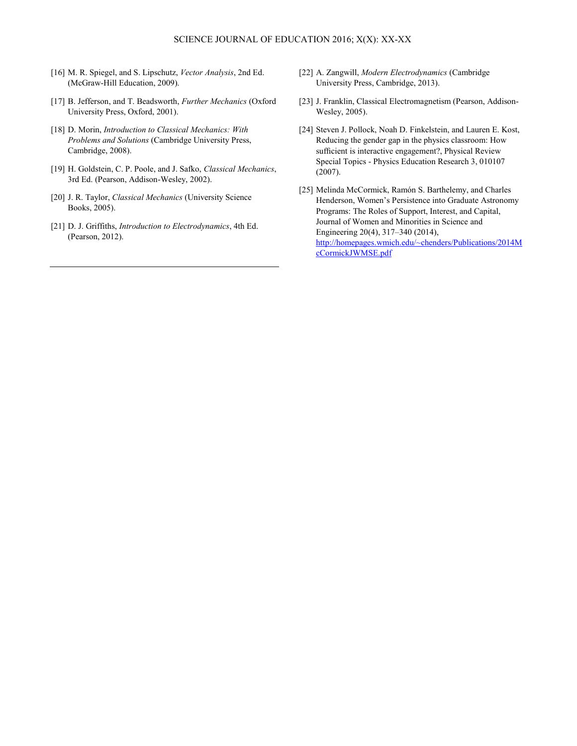[16] M. R. Spiegel, and S. Lipschutz, *Vector Analysis*, 2nd Ed. (McGraw-Hill Education, 2009).

[17] B. Jefferson, and T. Beadsworth, *Further Mechanics* (Oxford University Press, Oxford, 2001).

[18] D. Morin, *Introduction to Classical Mechanics: With Problems and Solutions* (Cambridge University Press, Cambridge, 2008).

[19] H. Goldstein, C. P. Poole, and J. Safko, *Classical Mechanics*, 3rd Ed. (Pearson, Addison-Wesley, 2002).

[20] J. R. Taylor, *Classical Mechanics* (University Science Books, 2005).

[21] D. J. Griffiths, *Introduction to Electrodynamics*, 4th Ed. (Pearson, 2012).

[22] A. Zangwill, *Modern Electrodynamics* (Cambridge University Press, Cambridge, 2013).

[23] J. Franklin, Classical Electromagnetism (Pearson, Addison-Wesley, 2005).

[24] Steven J. Pollock, Noah D. Finkelstein, and Lauren E. Kost, Reducing the gender gap in the physics classroom: How sufficient is interactive engagement?, Physical Review Special Topics - Physics Education Research 3, 010107 (2007).

[25] Melinda McCormick, Ramón S. Barthelemy, and Charles Henderson, Women's Persistence into Graduate Astronomy Programs: The Roles of Support, Interest, and Capital, Journal of Women and Minorities in Science and Engineering 20(4), 317–340 (2014), http://homepages.wmich.edu/~chenders/Publications/2014McCormickJWMSE.pdf